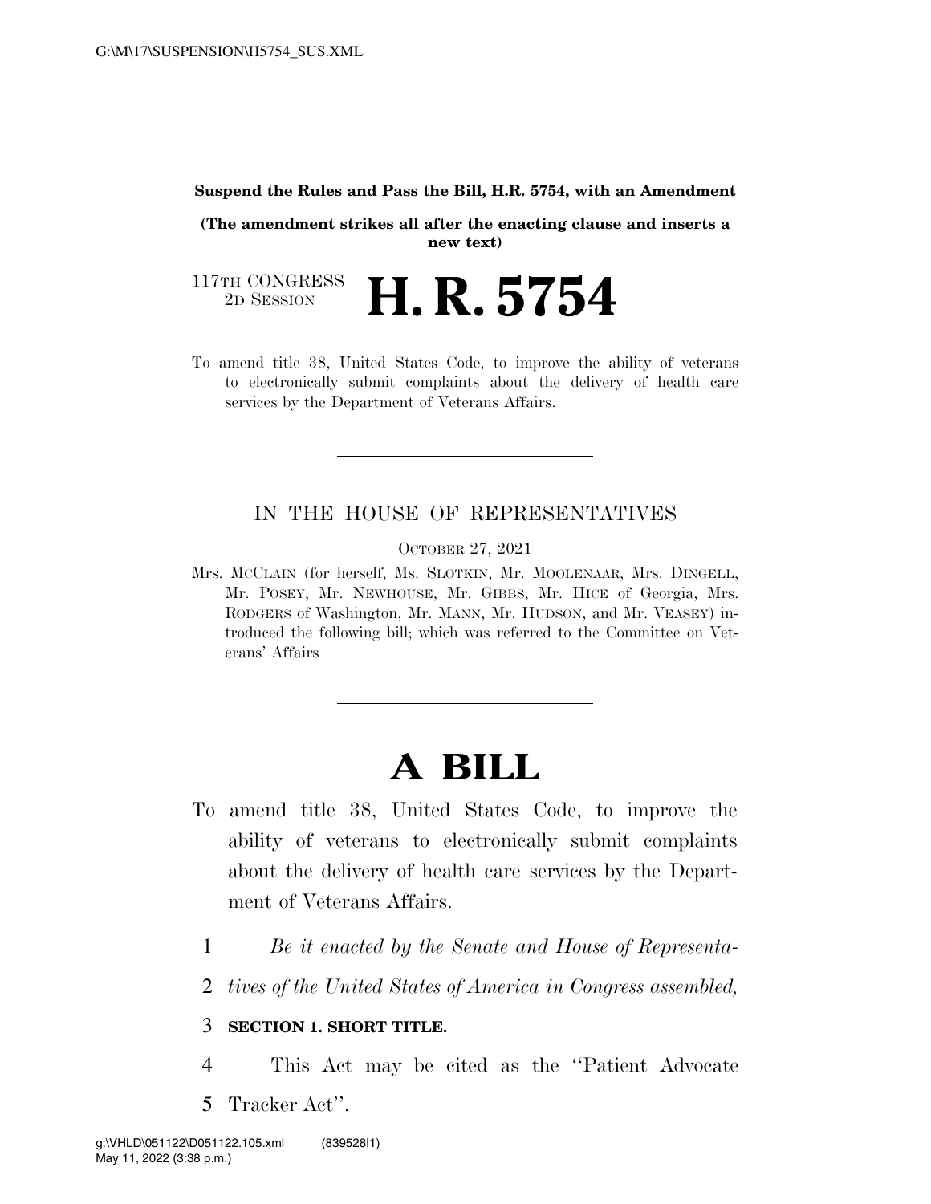**Suspend the Rules and Pass the Bill, H.R. 5754, with an Amendment**

**(The amendment strikes all after the enacting clause and inserts a new text)**

117TH CONGRESS
2D SESSION

# H. R. 5754

To amend title 38, United States Code, to improve the ability of veterans to electronically submit complaints about the delivery of health care services by the Department of Veterans Affairs.

---

IN THE HOUSE OF REPRESENTATIVES

OCTOBER 27, 2021

Mrs. MCCLAIN (for herself, Ms. SLOTKIN, Mr. MOOLENAAR, Mrs. DINGELL, Mr. POSEY, Mr. NEWHOUSE, Mr. GIBBS, Mr. HICE of Georgia, Mrs. RODGERS of Washington, Mr. MANN, Mr. HUDSON, and Mr. VEASEY) introduced the following bill; which was referred to the Committee on Veterans' Affairs

---

# A BILL

To amend title 38, United States Code, to improve the ability of veterans to electronically submit complaints about the delivery of health care services by the Department of Veterans Affairs.

1 *Be it enacted by the Senate and House of Representa-*
2 *tives of the United States of America in Congress assembled,*

3 **SECTION 1. SHORT TITLE.**

4 This Act may be cited as the "Patient Advocate
5 Tracker Act".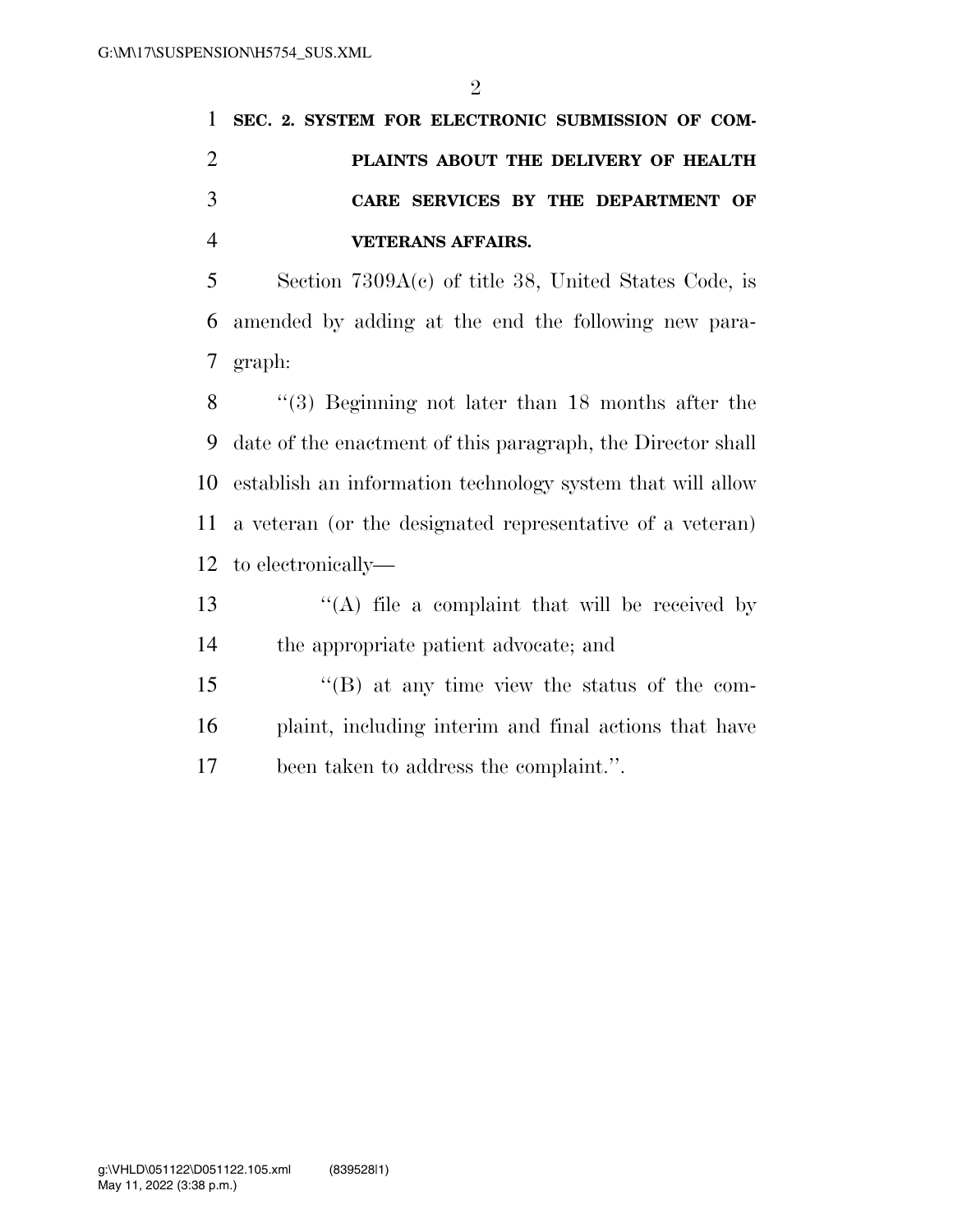**SEC. 2. SYSTEM FOR ELECTRONIC SUBMISSION OF COMPLAINTS ABOUT THE DELIVERY OF HEALTH CARE SERVICES BY THE DEPARTMENT OF VETERANS AFFAIRS.**

Section 7309A(c) of title 38, United States Code, is amended by adding at the end the following new paragraph:

"(3) Beginning not later than 18 months after the date of the enactment of this paragraph, the Director shall establish an information technology system that will allow a veteran (or the designated representative of a veteran) to electronically—

"(A) file a complaint that will be received by the appropriate patient advocate; and

"(B) at any time view the status of the complaint, including interim and final actions that have been taken to address the complaint.".